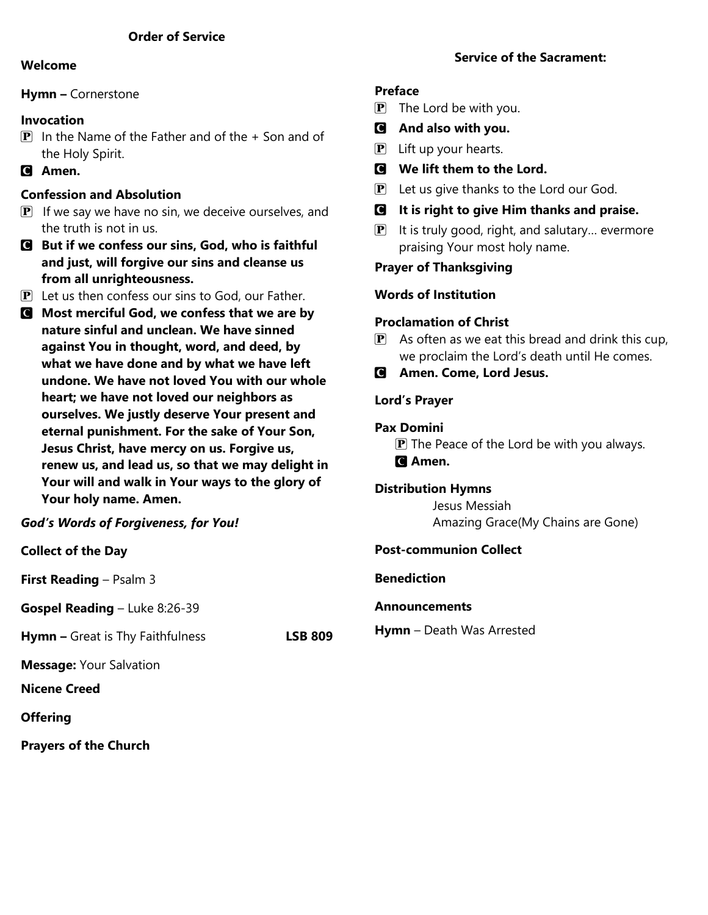## Order of Service

**Welcome**

**Hymn –** Cornerstone

**Invocation**

P In the Name of the Father and of the + Son and of the Holy Spirit.

C **Amen.**

**Confession and Absolution**

P If we say we have no sin, we deceive ourselves, and the truth is not in us.

C **But if we confess our sins, God, who is faithful and just, will forgive our sins and cleanse us from all unrighteousness.**

P Let us then confess our sins to God, our Father.

C **Most merciful God, we confess that we are by nature sinful and unclean. We have sinned against You in thought, word, and deed, by what we have done and by what we have left undone. We have not loved You with our whole heart; we have not loved our neighbors as ourselves. We justly deserve Your present and eternal punishment. For the sake of Your Son, Jesus Christ, have mercy on us. Forgive us, renew us, and lead us, so that we may delight in Your will and walk in Your ways to the glory of Your holy name. Amen.**

***God's Words of Forgiveness, for You!***

**Collect of the Day**

**First Reading** – Psalm 3

**Gospel Reading** – Luke 8:26-39

**Hymn –** Great is Thy Faithfulness **LSB 809**

**Message:** Your Salvation

**Nicene Creed**

**Offering**

**Prayers of the Church**

## Service of the Sacrament:

**Preface**

P The Lord be with you.

C **And also with you.**

P Lift up your hearts.

C **We lift them to the Lord.**

P Let us give thanks to the Lord our God.

C **It is right to give Him thanks and praise.**

P It is truly good, right, and salutary… evermore praising Your most holy name.

**Prayer of Thanksgiving**

**Words of Institution**

**Proclamation of Christ**

P As often as we eat this bread and drink this cup, we proclaim the Lord's death until He comes.

C **Amen. Come, Lord Jesus.**

**Lord's Prayer**

**Pax Domini**

P The Peace of the Lord be with you always.

C **Amen.**

**Distribution Hymns**

Jesus Messiah

Amazing Grace(My Chains are Gone)

**Post-communion Collect**

**Benediction**

**Announcements**

**Hymn** – Death Was Arrested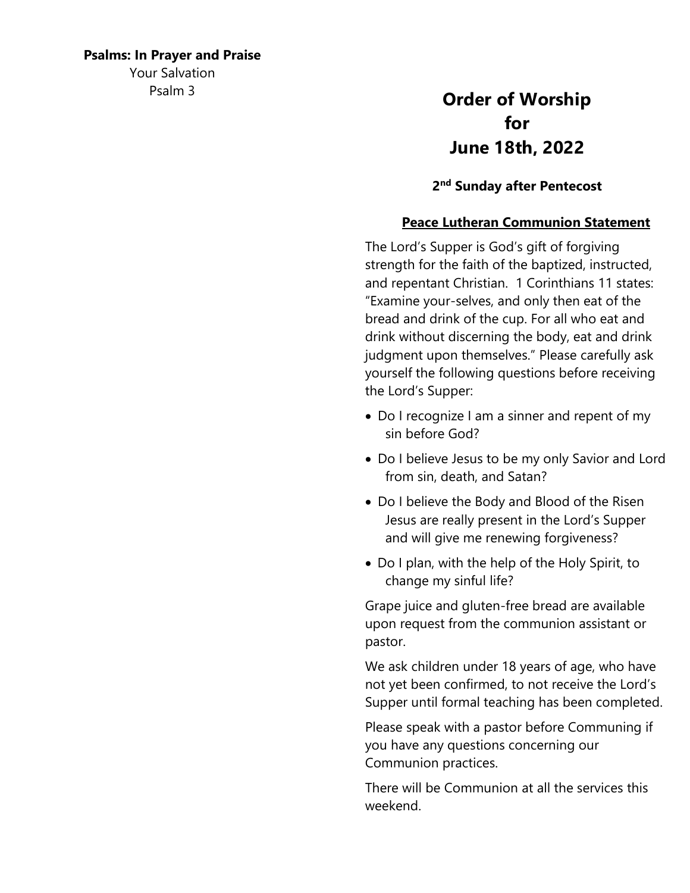**Psalms: In Prayer and Praise**

Your Salvation

Psalm 3

# Order of Worship for June 18th, 2022

**2nd Sunday after Pentecost**

**Peace Lutheran Communion Statement**

The Lord's Supper is God's gift of forgiving strength for the faith of the baptized, instructed, and repentant Christian. 1 Corinthians 11 states: "Examine your-selves, and only then eat of the bread and drink of the cup. For all who eat and drink without discerning the body, eat and drink judgment upon themselves." Please carefully ask yourself the following questions before receiving the Lord's Supper:

- Do I recognize I am a sinner and repent of my sin before God?
- Do I believe Jesus to be my only Savior and Lord from sin, death, and Satan?
- Do I believe the Body and Blood of the Risen Jesus are really present in the Lord's Supper and will give me renewing forgiveness?
- Do I plan, with the help of the Holy Spirit, to change my sinful life?

Grape juice and gluten-free bread are available upon request from the communion assistant or pastor.

We ask children under 18 years of age, who have not yet been confirmed, to not receive the Lord's Supper until formal teaching has been completed.

Please speak with a pastor before Communing if you have any questions concerning our Communion practices.

There will be Communion at all the services this weekend.